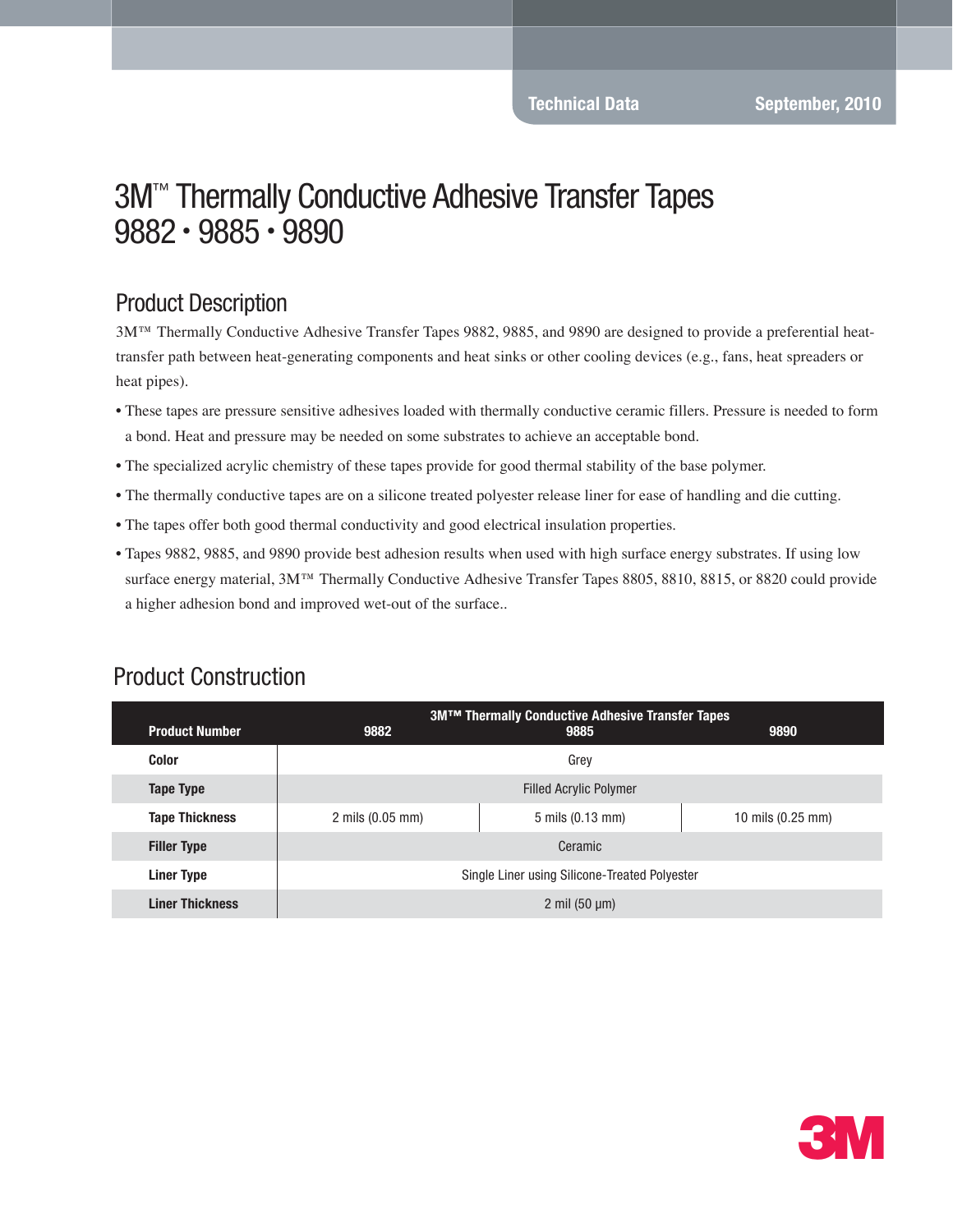Technical Data September, 2010

# 3M™ Thermally Conductive Adhesive Transfer Tapes 9882 • 9885 • 9890

## Product Description

3M™ Thermally Conductive Adhesive Transfer Tapes 9882, 9885, and 9890 are designed to provide a preferential heat-transfer path between heat-generating components and heat sinks or other cooling devices (e.g., fans, heat spreaders or heat pipes).

- These tapes are pressure sensitive adhesives loaded with thermally conductive ceramic fillers. Pressure is needed to form a bond. Heat and pressure may be needed on some substrates to achieve an acceptable bond.
- The specialized acrylic chemistry of these tapes provide for good thermal stability of the base polymer.
- The thermally conductive tapes are on a silicone treated polyester release liner for ease of handling and die cutting.
- The tapes offer both good thermal conductivity and good electrical insulation properties.
- Tapes 9882, 9885, and 9890 provide best adhesion results when used with high surface energy substrates. If using low surface energy material, 3M™ Thermally Conductive Adhesive Transfer Tapes 8805, 8810, 8815, or 8820 could provide a higher adhesion bond and improved wet-out of the surface..

## Product Construction

| | 3M™ Thermally Conductive Adhesive Transfer Tapes | | |
|---|---|---|---|
| **Product Number** | **9882** | **9885** | **9890** |
| **Color** | Grey | | |
| **Tape Type** | Filled Acrylic Polymer | | |
| **Tape Thickness** | 2 mils (0.05 mm) | 5 mils (0.13 mm) | 10 mils (0.25 mm) |
| **Filler Type** | Ceramic | | |
| **Liner Type** | Single Liner using Silicone-Treated Polyester | | |
| **Liner Thickness** | 2 mil (50 µm) | | |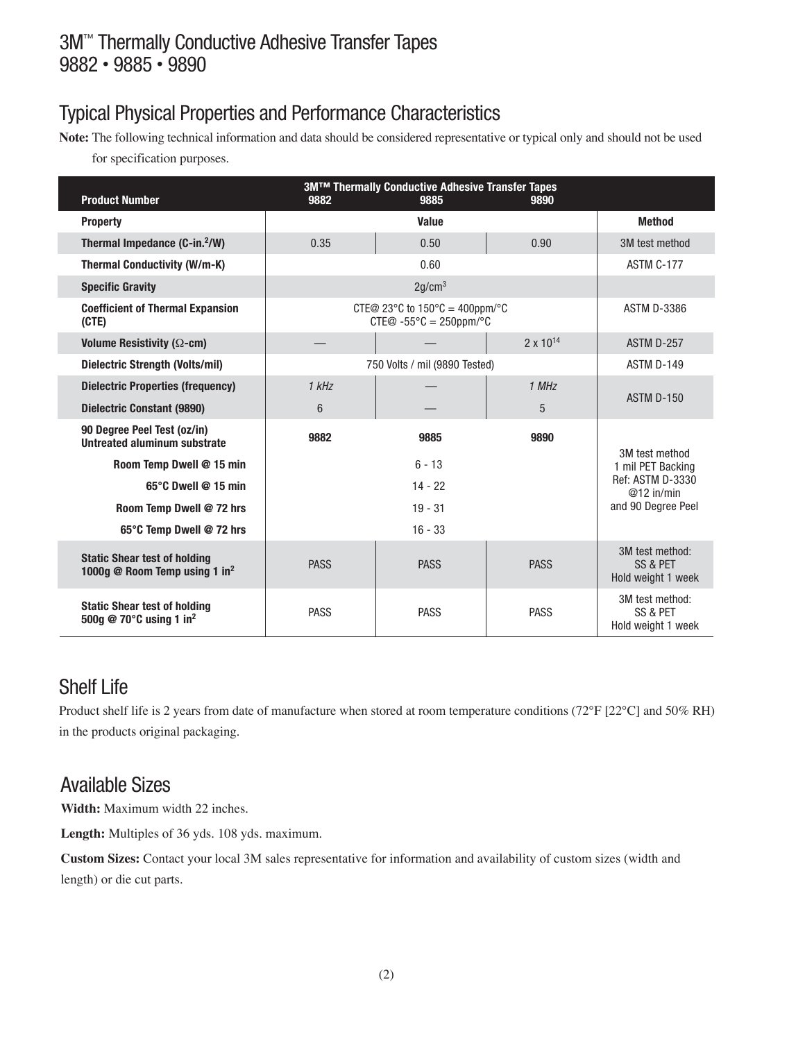# 3M™ Thermally Conductive Adhesive Transfer Tapes 9882 • 9885 • 9890

## Typical Physical Properties and Performance Characteristics

**Note:** The following technical information and data should be considered representative or typical only and should not be used for specification purposes.

| Product Number | 3M™ Thermally Conductive Adhesive Transfer Tapes 9882 | 9885 | 9890 | |
|---|---|---|---|---|
| **Property** | | **Value** | | **Method** |
| **Thermal Impedance (C-in.$^2$/W)** | 0.35 | 0.50 | 0.90 | 3M test method |
| **Thermal Conductivity (W/m-K)** | | 0.60 | | ASTM C-177 |
| **Specific Gravity** | | 2g/cm$^3$ | | |
| **Coefficient of Thermal Expansion (CTE)** | | CTE@ 23°C to 150°C = 400ppm/°C<br>CTE@ -55°C = 250ppm/°C | | ASTM D-3386 |
| **Volume Resistivity (Ω-cm)** | — | — | $2 \times 10^{14}$ | ASTM D-257 |
| **Dielectric Strength (Volts/mil)** | | 750 Volts / mil (9890 Tested) | | ASTM D-149 |
| **Dielectric Properties (frequency)** | *1 kHz* | — | *1 MHz* | ASTM D-150 |
| **Dielectric Constant (9890)** | 6 | — | 5 | |
| **90 Degree Peel Test (oz/in) Untreated aluminum substrate** | **9882** | **9885** | **9890** | 3M test method<br>1 mil PET Backing<br>Ref: ASTM D-3330<br>@12 in/min<br>and 90 Degree Peel |
| **Room Temp Dwell @ 15 min** | | 6 - 13 | | |
| **65°C Dwell @ 15 min** | | 14 - 22 | | |
| **Room Temp Dwell @ 72 hrs** | | 19 - 31 | | |
| **65°C Temp Dwell @ 72 hrs** | | 16 - 33 | | |
| **Static Shear test of holding 1000g @ Room Temp using 1 in$^2$** | PASS | PASS | PASS | 3M test method:<br>SS & PET<br>Hold weight 1 week |
| **Static Shear test of holding 500g @ 70°C using 1 in$^2$** | PASS | PASS | PASS | 3M test method:<br>SS & PET<br>Hold weight 1 week |

## Shelf Life

Product shelf life is 2 years from date of manufacture when stored at room temperature conditions (72°F [22°C] and 50% RH) in the products original packaging.

## Available Sizes

**Width:** Maximum width 22 inches.

**Length:** Multiples of 36 yds. 108 yds. maximum.

**Custom Sizes:** Contact your local 3M sales representative for information and availability of custom sizes (width and length) or die cut parts.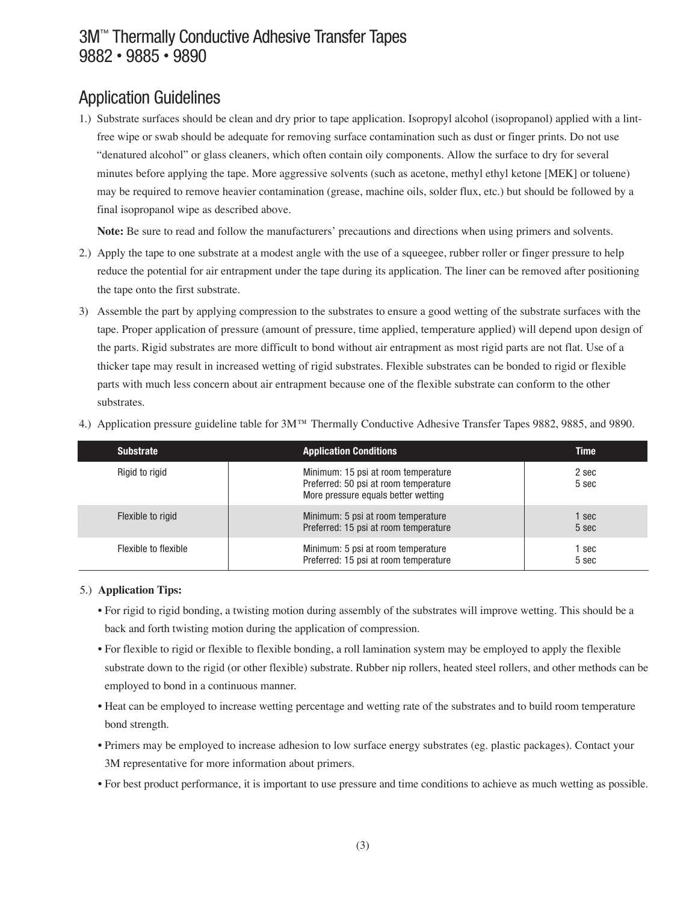# 3M™ Thermally Conductive Adhesive Transfer Tapes 9882 • 9885 • 9890

## Application Guidelines

1.) Substrate surfaces should be clean and dry prior to tape application. Isopropyl alcohol (isopropanol) applied with a lint-free wipe or swab should be adequate for removing surface contamination such as dust or finger prints. Do not use “denatured alcohol” or glass cleaners, which often contain oily components. Allow the surface to dry for several minutes before applying the tape. More aggressive solvents (such as acetone, methyl ethyl ketone [MEK] or toluene) may be required to remove heavier contamination (grease, machine oils, solder flux, etc.) but should be followed by a final isopropanol wipe as described above.

   **Note:** Be sure to read and follow the manufacturers’ precautions and directions when using primers and solvents.

2.) Apply the tape to one substrate at a modest angle with the use of a squeegee, rubber roller or finger pressure to help reduce the potential for air entrapment under the tape during its application. The liner can be removed after positioning the tape onto the first substrate.

3) Assemble the part by applying compression to the substrates to ensure a good wetting of the substrate surfaces with the tape. Proper application of pressure (amount of pressure, time applied, temperature applied) will depend upon design of the parts. Rigid substrates are more difficult to bond without air entrapment as most rigid parts are not flat. Use of a thicker tape may result in increased wetting of rigid substrates. Flexible substrates can be bonded to rigid or flexible parts with much less concern about air entrapment because one of the flexible substrate can conform to the other substrates.

4.) Application pressure guideline table for 3M™ Thermally Conductive Adhesive Transfer Tapes 9882, 9885, and 9890.

| Substrate | Application Conditions | Time |
|---|---|---|
| Rigid to rigid | Minimum: 15 psi at room temperature<br>Preferred: 50 psi at room temperature<br>More pressure equals better wetting | 2 sec<br>5 sec |
| Flexible to rigid | Minimum: 5 psi at room temperature<br>Preferred: 15 psi at room temperature | 1 sec<br>5 sec |
| Flexible to flexible | Minimum: 5 psi at room temperature<br>Preferred: 15 psi at room temperature | 1 sec<br>5 sec |

5.) **Application Tips:**

- For rigid to rigid bonding, a twisting motion during assembly of the substrates will improve wetting. This should be a back and forth twisting motion during the application of compression.
- For flexible to rigid or flexible to flexible bonding, a roll lamination system may be employed to apply the flexible substrate down to the rigid (or other flexible) substrate. Rubber nip rollers, heated steel rollers, and other methods can be employed to bond in a continuous manner.
- Heat can be employed to increase wetting percentage and wetting rate of the substrates and to build room temperature bond strength.
- Primers may be employed to increase adhesion to low surface energy substrates (eg. plastic packages). Contact your 3M representative for more information about primers.
- For best product performance, it is important to use pressure and time conditions to achieve as much wetting as possible.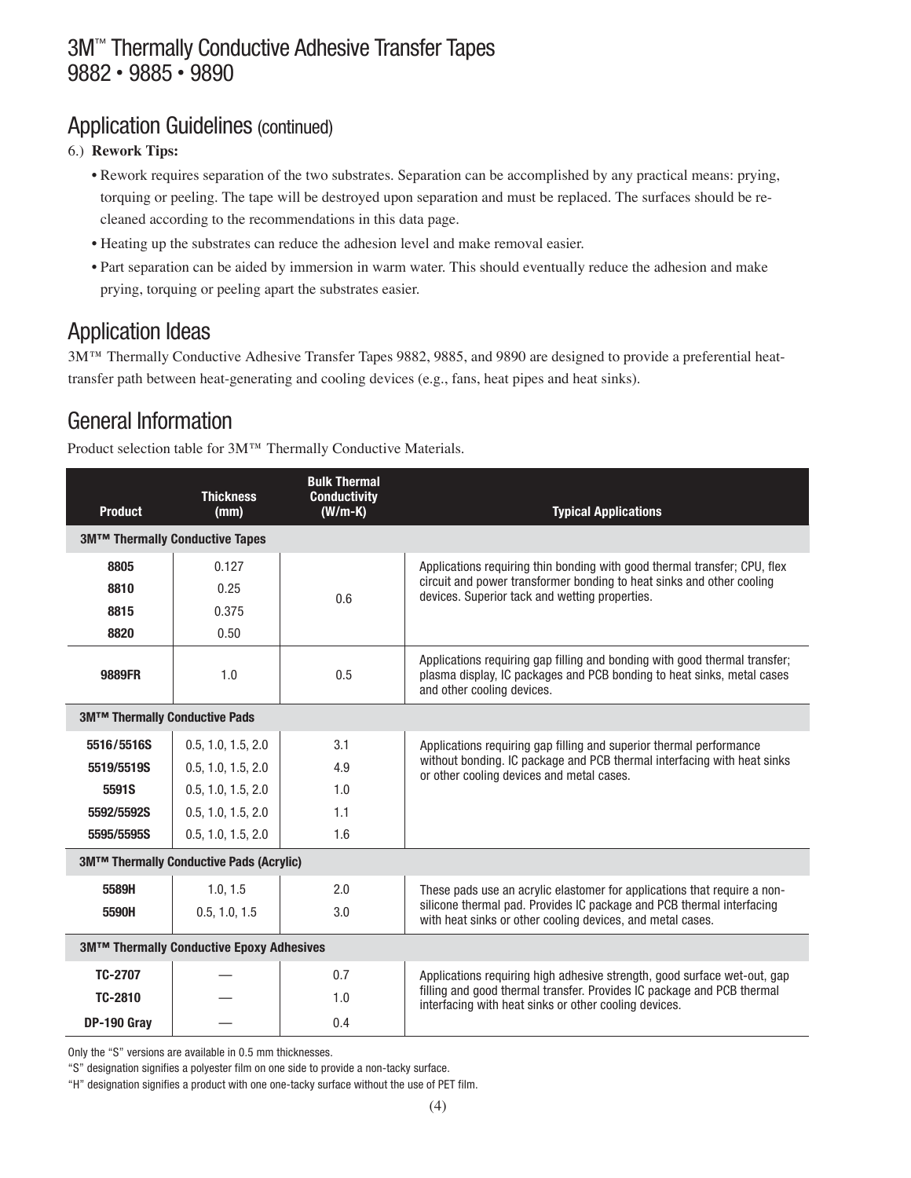# 3M™ Thermally Conductive Adhesive Transfer Tapes 9882 • 9885 • 9890

## Application Guidelines (continued)

6.) **Rework Tips:**

- Rework requires separation of the two substrates. Separation can be accomplished by any practical means: prying, torquing or peeling. The tape will be destroyed upon separation and must be replaced. The surfaces should be re-cleaned according to the recommendations in this data page.
- Heating up the substrates can reduce the adhesion level and make removal easier.
- Part separation can be aided by immersion in warm water. This should eventually reduce the adhesion and make prying, torquing or peeling apart the substrates easier.

## Application Ideas

3M™ Thermally Conductive Adhesive Transfer Tapes 9882, 9885, and 9890 are designed to provide a preferential heat-transfer path between heat-generating and cooling devices (e.g., fans, heat pipes and heat sinks).

## General Information

Product selection table for 3M™ Thermally Conductive Materials.

| Product | Thickness (mm) | Bulk Thermal Conductivity (W/m-K) | Typical Applications |
|---|---|---|---|
| **3M™ Thermally Conductive Tapes** | | | |
| **8805** | 0.127 | 0.6 | Applications requiring thin bonding with good thermal transfer; CPU, flex circuit and power transformer bonding to heat sinks and other cooling devices. Superior tack and wetting properties. |
| **8810** | 0.25 | | |
| **8815** | 0.375 | | |
| **8820** | 0.50 | | |
| **9889FR** | 1.0 | 0.5 | Applications requiring gap filling and bonding with good thermal transfer; plasma display, IC packages and PCB bonding to heat sinks, metal cases and other cooling devices. |
| **3M™ Thermally Conductive Pads** | | | |
| **5516/5516S** | 0.5, 1.0, 1.5, 2.0 | 3.1 | Applications requiring gap filling and superior thermal performance without bonding. IC package and PCB thermal interfacing with heat sinks or other cooling devices and metal cases. |
| **5519/5519S** | 0.5, 1.0, 1.5, 2.0 | 4.9 | |
| **5591S** | 0.5, 1.0, 1.5, 2.0 | 1.0 | |
| **5592/5592S** | 0.5, 1.0, 1.5, 2.0 | 1.1 | |
| **5595/5595S** | 0.5, 1.0, 1.5, 2.0 | 1.6 | |
| **3M™ Thermally Conductive Pads (Acrylic)** | | | |
| **5589H** | 1.0, 1.5 | 2.0 | These pads use an acrylic elastomer for applications that require a non-silicone thermal pad. Provides IC package and PCB thermal interfacing with heat sinks or other cooling devices, and metal cases. |
| **5590H** | 0.5, 1.0, 1.5 | 3.0 | |
| **3M™ Thermally Conductive Epoxy Adhesives** | | | |
| **TC-2707** | — | 0.7 | Applications requiring high adhesive strength, good surface wet-out, gap filling and good thermal transfer. Provides IC package and PCB thermal interfacing with heat sinks or other cooling devices. |
| **TC-2810** | — | 1.0 | |
| **DP-190 Gray** | — | 0.4 | |

Only the "S" versions are available in 0.5 mm thicknesses.

"S" designation signifies a polyester film on one side to provide a non-tacky surface.

"H" designation signifies a product with one one-tacky surface without the use of PET film.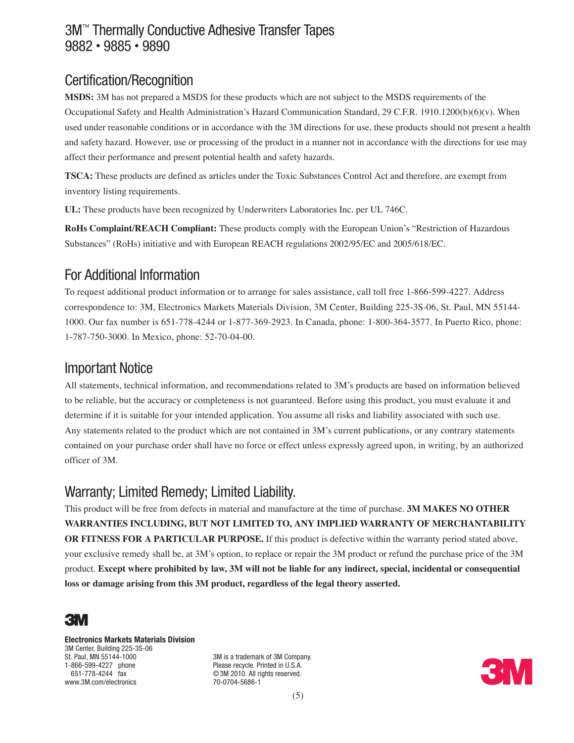# 3M™ Thermally Conductive Adhesive Transfer Tapes 9882 • 9885 • 9890

## Certification/Recognition

**MSDS:** 3M has not prepared a MSDS for these products which are not subject to the MSDS requirements of the Occupational Safety and Health Administration's Hazard Communication Standard, 29 C.F.R. 1910.1200(b)(6)(v). When used under reasonable conditions or in accordance with the 3M directions for use, these products should not present a health and safety hazard. However, use or processing of the product in a manner not in accordance with the directions for use may affect their performance and present potential health and safety hazards.

**TSCA:** These products are defined as articles under the Toxic Substances Control Act and therefore, are exempt from inventory listing requirements.

**UL:** These products have been recognized by Underwriters Laboratories Inc. per UL 746C.

**RoHs Complaint/REACH Compliant:** These products comply with the European Union's "Restriction of Hazardous Substances" (RoHs) initiative and with European REACH regulations 2002/95/EC and 2005/618/EC.

## For Additional Information

To request additional product information or to arrange for sales assistance, call toll free 1-866-599-4227. Address correspondence to: 3M, Electronics Markets Materials Division, 3M Center, Building 225-3S-06, St. Paul, MN 55144-1000. Our fax number is 651-778-4244 or 1-877-369-2923. In Canada, phone: 1-800-364-3577. In Puerto Rico, phone: 1-787-750-3000. In Mexico, phone: 52-70-04-00.

## Important Notice

All statements, technical information, and recommendations related to 3M's products are based on information believed to be reliable, but the accuracy or completeness is not guaranteed. Before using this product, you must evaluate it and determine if it is suitable for your intended application. You assume all risks and liability associated with such use. Any statements related to the product which are not contained in 3M's current publications, or any contrary statements contained on your purchase order shall have no force or effect unless expressly agreed upon, in writing, by an authorized officer of 3M.

## Warranty; Limited Remedy; Limited Liability.

This product will be free from defects in material and manufacture at the time of purchase. **3M MAKES NO OTHER WARRANTIES INCLUDING, BUT NOT LIMITED TO, ANY IMPLIED WARRANTY OF MERCHANTABILITY OR FITNESS FOR A PARTICULAR PURPOSE.** If this product is defective within the warranty period stated above, your exclusive remedy shall be, at 3M's option, to replace or repair the 3M product or refund the purchase price of the 3M product. **Except where prohibited by law, 3M will not be liable for any indirect, special, incidental or consequential loss or damage arising from this 3M product, regardless of the legal theory asserted.**

3M

**Electronics Markets Materials Division**
3M Center, Building 225-3S-06
St. Paul, MN 55144-1000
1-866-599-4227 phone
651-778-4244 fax
www.3M.com/electronics

3M is a trademark of 3M Company.
Please recycle. Printed in U.S.A.
© 3M 2010. All rights reserved.
70-0704-5686-1

3M